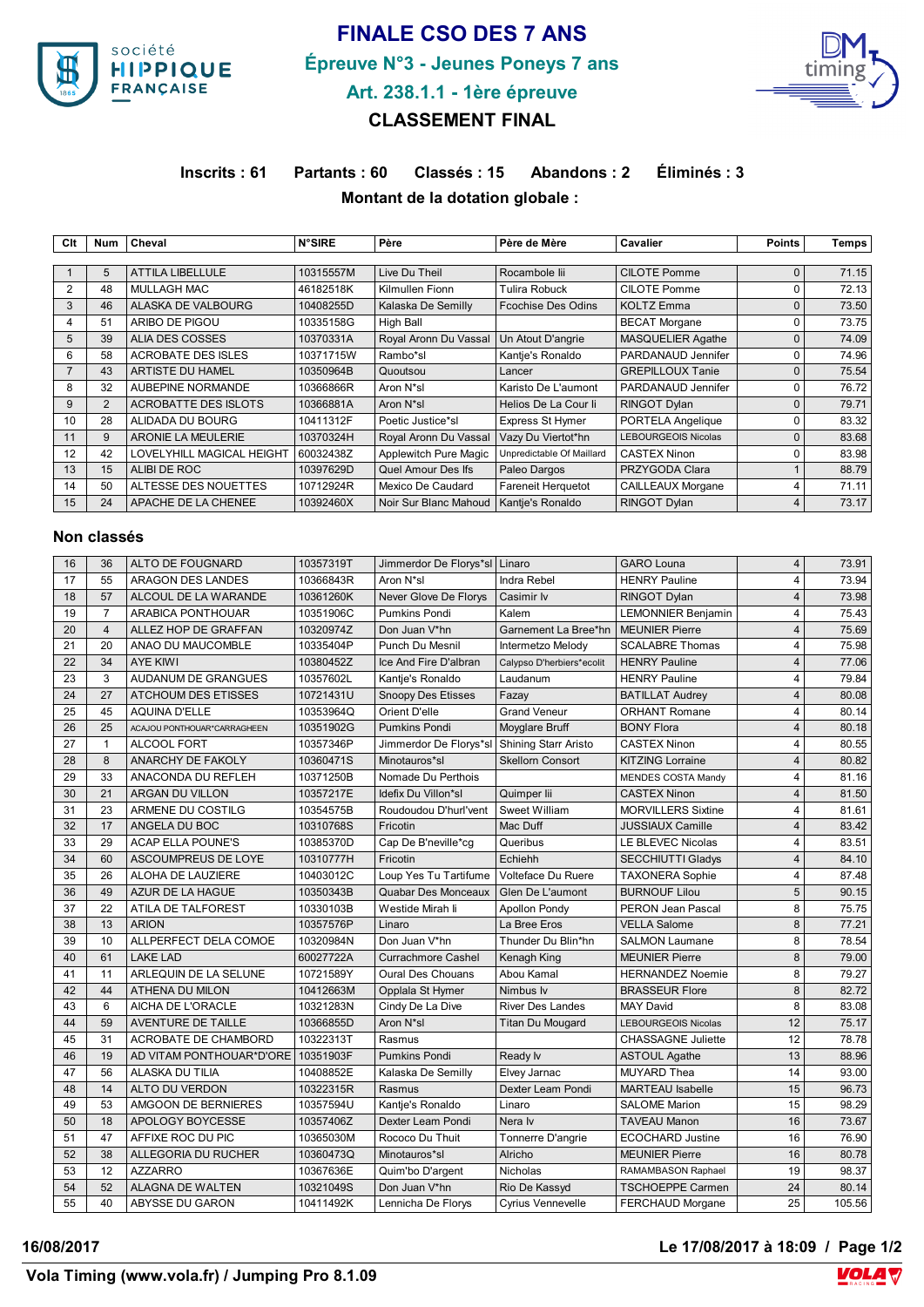# FINALE CSO DES 7 ANS

## Épreuve N°3 - Jeunes Poneys 7 ans

## Art. 238.1.1 - 1ère épreuve

## CLASSEMENT FINAL

**Inscrits : 61  Partants : 60  Classés : 15  Abandons : 2  Éliminés : 3**

**Montant de la dotation globale :**

| Clt | Num | Cheval | N°SIRE | Père | Père de Mère | Cavalier | Points | Temps |
|---|---|---|---|---|---|---|---|---|
| 1 | 5 | ATTILA LIBELLULE | 10315557M | Live Du Theil | Rocambole Iii | CILOTE Pomme | 0 | 71.15 |
| 2 | 48 | MULLAGH MAC | 46182518K | Kilmullen Fionn | Tulira Robuck | CILOTE Pomme | 0 | 72.13 |
| 3 | 46 | ALASKA DE VALBOURG | 10408255D | Kalaska De Semilly | Fcochise Des Odins | KOLTZ Emma | 0 | 73.50 |
| 4 | 51 | ARIBO DE PIGOU | 10335158G | High Ball | | BECAT Morgane | 0 | 73.75 |
| 5 | 39 | ALIA DES COSSES | 10370331A | Royal Aronn Du Vassal | Un Atout D'angrie | MASQUELIER Agathe | 0 | 74.09 |
| 6 | 58 | ACROBATE DES ISLES | 10371715W | Rambo*sl | Kantje's Ronaldo | PARDANAUD Jennifer | 0 | 74.96 |
| 7 | 43 | ARTISTE DU HAMEL | 10350964B | Quoutsou | Lancer | GREPILLOUX Tanie | 0 | 75.54 |
| 8 | 32 | AUBEPINE NORMANDE | 10366866R | Aron N*sl | Karisto De L'aumont | PARDANAUD Jennifer | 0 | 76.72 |
| 9 | 2 | ACROBATTE DES ISLOTS | 10366881A | Aron N*sl | Helios De La Cour Ii | RINGOT Dylan | 0 | 79.71 |
| 10 | 28 | ALIDADA DU BOURG | 10411312F | Poetic Justice*sl | Express St Hymer | PORTELA Angelique | 0 | 83.32 |
| 11 | 9 | ARONIE LA MEULERIE | 10370324H | Royal Aronn Du Vassal | Vazy Du Viertot*hn | LEBOURGEOIS Nicolas | 0 | 83.68 |
| 12 | 42 | LOVELYHILL MAGICAL HEIGHT | 60032438Z | Applewitch Pure Magic | Unpredictable Of Maillard | CASTEX Ninon | 0 | 83.98 |
| 13 | 15 | ALIBI DE ROC | 10397629D | Quel Amour Des Ifs | Paleo Dargos | PRZYGODA Clara | 1 | 88.79 |
| 14 | 50 | ALTESSE DES NOUETTES | 10712924R | Mexico De Caudard | Fareneit Herquetot | CAILLEAUX Morgane | 4 | 71.11 |
| 15 | 24 | APACHE DE LA CHENEE | 10392460X | Noir Sur Blanc Mahoud | Kantje's Ronaldo | RINGOT Dylan | 4 | 73.17 |

### Non classés

| Clt | Num | Cheval | N°SIRE | Père | Père de Mère | Cavalier | Points | Temps |
|---|---|---|---|---|---|---|---|---|
| 16 | 36 | ALTO DE FOUGNARD | 10357319T | Jimmerdor De Florys*sl | Linaro | GARO Louna | 4 | 73.91 |
| 17 | 55 | ARAGON DES LANDES | 10366843R | Aron N*sl | Indra Rebel | HENRY Pauline | 4 | 73.94 |
| 18 | 57 | ALCOUL DE LA WARANDE | 10361260K | Never Glove De Florys | Casimir Iv | RINGOT Dylan | 4 | 73.98 |
| 19 | 7 | ARABICA PONTHOUAR | 10351906C | Pumkins Pondi | Kalem | LEMONNIER Benjamin | 4 | 75.43 |
| 20 | 4 | ALLEZ HOP DE GRAFFAN | 10320974Z | Don Juan V*hn | Garnement La Bree*hn | MEUNIER Pierre | 4 | 75.69 |
| 21 | 20 | ANAO DU MAUCOMBLE | 10335404P | Punch Du Mesnil | Intermetzo Melody | SCALABRE Thomas | 4 | 75.98 |
| 22 | 34 | AYE KIWI | 10380452Z | Ice And Fire D'albran | Calypso D'herbiers*ecolit | HENRY Pauline | 4 | 77.06 |
| 23 | 3 | AUDANUM DE GRANGUES | 10357602L | Kantje's Ronaldo | Laudanum | HENRY Pauline | 4 | 79.84 |
| 24 | 27 | ATCHOUM DES ETISSES | 10721431U | Snoopy Des Etisses | Fazay | BATILLAT Audrey | 4 | 80.08 |
| 25 | 45 | AQUINA D'ELLE | 10353964Q | Orient D'elle | Grand Veneur | ORHANT Romane | 4 | 80.14 |
| 26 | 25 | ACAJOU PONTHOUAR*CARRAGHEEN | 10351902G | Pumkins Pondi | Moyglare Bruff | BONY Flora | 4 | 80.18 |
| 27 | 1 | ALCOOL FORT | 10357346P | Jimmerdor De Florys*sl | Shining Starr Aristo | CASTEX Ninon | 4 | 80.55 |
| 28 | 8 | ANARCHY DE FAKOLY | 10360471S | Minotauros*sl | Skellorn Consort | KITZING Lorraine | 4 | 80.82 |
| 29 | 33 | ANACONDA DU REFLEH | 10371250B | Nomade Du Perthois | | MENDES COSTA Mandy | 4 | 81.16 |
| 30 | 21 | ARGAN DU VILLON | 10357217E | Idefix Du Villon*sl | Quimper Iii | CASTEX Ninon | 4 | 81.50 |
| 31 | 23 | ARMENE DU COSTILG | 10354575B | Roudoudou D'hurl'vent | Sweet William | MORVILLERS Sixtine | 4 | 81.61 |
| 32 | 17 | ANGELA DU BOC | 10310768S | Fricotin | Mac Duff | JUSSIAUX Camille | 4 | 83.42 |
| 33 | 29 | ACAP ELLA POUNE'S | 10385370D | Cap De B'neville*cg | Queribus | LE BLEVEC Nicolas | 4 | 83.51 |
| 34 | 60 | ASCOUMPREUS DE LOYE | 10310777H | Fricotin | Echiehh | SECCHIUTTI Gladys | 4 | 84.10 |
| 35 | 26 | ALOHA DE LAUZIERE | 10403012C | Loup Yes Tu Tartifume | Volteface Du Ruere | TAXONERA Sophie | 4 | 87.48 |
| 36 | 49 | AZUR DE LA HAGUE | 10350343B | Quabar Des Monceaux | Glen De L'aumont | BURNOUF Lilou | 5 | 90.15 |
| 37 | 22 | ATILA DE TALFOREST | 10330103B | Westide Mirah Ii | Apollon Pondy | PERON Jean Pascal | 8 | 75.75 |
| 38 | 13 | ARION | 10357576P | Linaro | La Bree Eros | VELLA Salome | 8 | 77.21 |
| 39 | 10 | ALLPERFECT DELA COMOE | 10320984N | Don Juan V*hn | Thunder Du Blin*hn | SALMON Laumane | 8 | 78.54 |
| 40 | 61 | LAKE LAD | 60027722A | Currachmore Cashel | Kenagh King | MEUNIER Pierre | 8 | 79.00 |
| 41 | 11 | ARLEQUIN DE LA SELUNE | 10721589Y | Oural Des Chouans | Abou Kamal | HERNANDEZ Noemie | 8 | 79.27 |
| 42 | 44 | ATHENA DU MILON | 10412663M | Opplala St Hymer | Nimbus Iv | BRASSEUR Flore | 8 | 82.72 |
| 43 | 6 | AICHA DE L'ORACLE | 10321283N | Cindy De La Dive | River Des Landes | MAY David | 8 | 83.08 |
| 44 | 59 | AVENTURE DE TAILLE | 10366855D | Aron N*sl | Titan Du Mougard | LEBOURGEOIS Nicolas | 12 | 75.17 |
| 45 | 31 | ACROBATE DE CHAMBORD | 10322313T | Rasmus | | CHASSAGNE Juliette | 12 | 78.78 |
| 46 | 19 | AD VITAM PONTHOUAR*D'ORE | 10351903F | Pumkins Pondi | Ready Iv | ASTOUL Agathe | 13 | 88.96 |
| 47 | 56 | ALASKA DU TILIA | 10408852E | Kalaska De Semilly | Elvey Jarnac | MUYARD Thea | 14 | 93.00 |
| 48 | 14 | ALTO DU VERDON | 10322315R | Rasmus | Dexter Leam Pondi | MARTEAU Isabelle | 15 | 96.73 |
| 49 | 53 | AMGOON DE BERNIERES | 10357594U | Kantje's Ronaldo | Linaro | SALOME Marion | 15 | 98.29 |
| 50 | 18 | APOLOGY BOYCESSE | 10357406Z | Dexter Leam Pondi | Nera Iv | TAVEAU Manon | 16 | 73.67 |
| 51 | 47 | AFFIXE ROC DU PIC | 10365030M | Rococo Du Thuit | Tonnerre D'angrie | ECOCHARD Justine | 16 | 76.90 |
| 52 | 38 | ALLEGORIA DU RUCHER | 10360473Q | Minotauros*sl | Alricho | MEUNIER Pierre | 16 | 80.78 |
| 53 | 12 | AZZARRO | 10367636E | Quim'bo D'argent | Nicholas | RAMAMBASON Raphael | 19 | 98.37 |
| 54 | 52 | ALAGNA DE WALTEN | 10321049S | Don Juan V*hn | Rio De Kassyd | TSCHOEPPE Carmen | 24 | 80.14 |
| 55 | 40 | ABYSSE DU GARON | 10411492K | Lennicha De Florys | Cyrius Vennevelle | FERCHAUD Morgane | 25 | 105.56 |

**16/08/2017**

**Le 17/08/2017 à 18:09**

**Vola Timing (www.vola.fr) / Jumping Pro 8.1.09**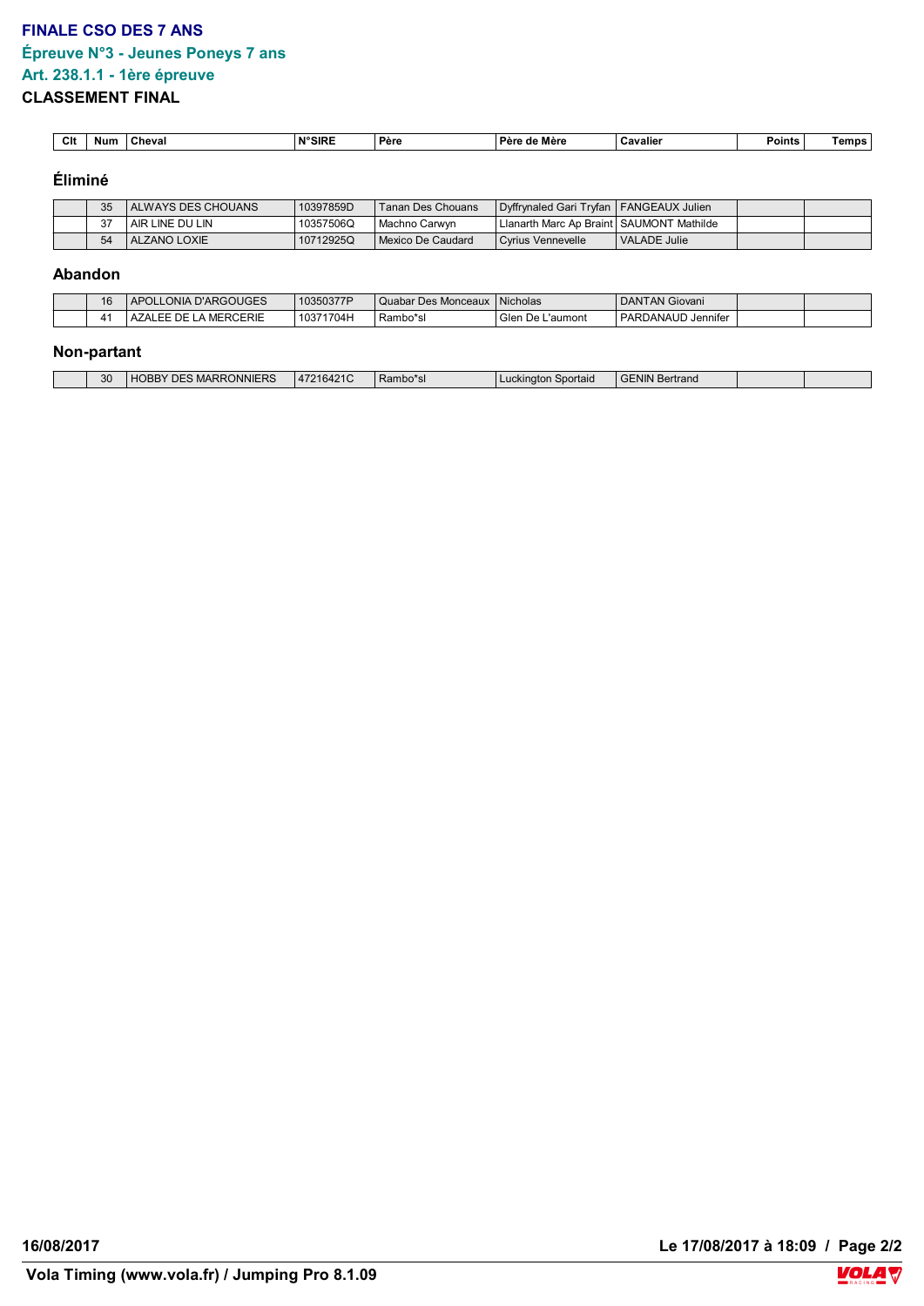# FINALE CSO DES 7 ANS

## Épreuve N°3 - Jeunes Poneys 7 ans

## Art. 238.1.1 - 1ère épreuve

### CLASSEMENT FINAL

| Clt | Num | Cheval | N°SIRE | Père | Père de Mère | Cavalier | Points | Temps |
|---|---|---|---|---|---|---|---|---|

### Éliminé

| Clt | Num | Cheval | N°SIRE | Père | Père de Mère | Cavalier | Points | Temps |
|---|---|---|---|---|---|---|---|---|
| | 35 | ALWAYS DES CHOUANS | 10397859D | Tanan Des Chouans | Dyffrynaled Gari Tryfan | FANGEAUX Julien | | |
| | 37 | AIR LINE DU LIN | 10357506Q | Machno Carwyn | Llanarth Marc Ap Braint | SAUMONT Mathilde | | |
| | 54 | ALZANO LOXIE | 10712925Q | Mexico De Caudard | Cyrius Vennevelle | VALADE Julie | | |

### Abandon

| Clt | Num | Cheval | N°SIRE | Père | Père de Mère | Cavalier | Points | Temps |
|---|---|---|---|---|---|---|---|---|
| | 16 | APOLLONIA D'ARGOUGES | 10350377P | Quabar Des Monceaux | Nicholas | DANTAN Giovani | | |
| | 41 | AZALEE DE LA MERCERIE | 10371704H | Rambo*sl | Glen De L'aumont | PARDANAUD Jennifer | | |

### Non-partant

| Clt | Num | Cheval | N°SIRE | Père | Père de Mère | Cavalier | Points | Temps |
|---|---|---|---|---|---|---|---|---|
| | 30 | HOBBY DES MARRONNIERS | 47216421C | Rambo*sl | Luckington Sportaid | GENIN Bertrand | | |

16/08/2017

Le 17/08/2017 à 18:09

Vola Timing (www.vola.fr) / Jumping Pro 8.1.09